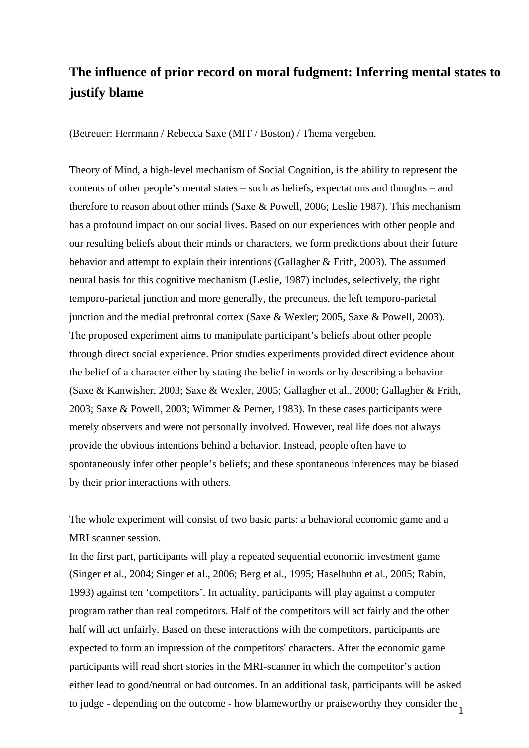# The influence of prior record on moral fudgment: Inferring mental states to justify blame

(Betreuer: Herrmann / Rebecca Saxe (MIT / Boston) / Thema vergeben.

Theory of Mind, a high-level mechanism of Social Cognition, is the ability to represent the contents of other people's mental states – such as beliefs, expectations and thoughts – and therefore to reason about other minds (Saxe & Powell, 2006; Leslie 1987). This mechanism has a profound impact on our social lives. Based on our experiences with other people and our resulting beliefs about their minds or characters, we form predictions about their future behavior and attempt to explain their intentions (Gallagher & Frith, 2003). The assumed neural basis for this cognitive mechanism (Leslie, 1987) includes, selectively, the right temporo-parietal junction and more generally, the precuneus, the left temporo-parietal junction and the medial prefrontal cortex (Saxe & Wexler; 2005, Saxe & Powell, 2003). The proposed experiment aims to manipulate participant's beliefs about other people through direct social experience. Prior studies experiments provided direct evidence about the belief of a character either by stating the belief in words or by describing a behavior (Saxe & Kanwisher, 2003; Saxe & Wexler, 2005; Gallagher et al., 2000; Gallagher & Frith, 2003; Saxe & Powell, 2003; Wimmer & Perner, 1983). In these cases participants were merely observers and were not personally involved. However, real life does not always provide the obvious intentions behind a behavior. Instead, people often have to spontaneously infer other people's beliefs; and these spontaneous inferences may be biased by their prior interactions with others.

The whole experiment will consist of two basic parts: a behavioral economic game and a MRI scanner session.

In the first part, participants will play a repeated sequential economic investment game (Singer et al., 2004; Singer et al., 2006; Berg et al., 1995; Haselhuhn et al., 2005; Rabin, 1993) against ten 'competitors'. In actuality, participants will play against a computer program rather than real competitors. Half of the competitors will act fairly and the other half will act unfairly. Based on these interactions with the competitors, participants are expected to form an impression of the competitors' characters. After the economic game participants will read short stories in the MRI-scanner in which the competitor's action either lead to good/neutral or bad outcomes. In an additional task, participants will be asked to judge - depending on the outcome - how blameworthy or praiseworthy they consider the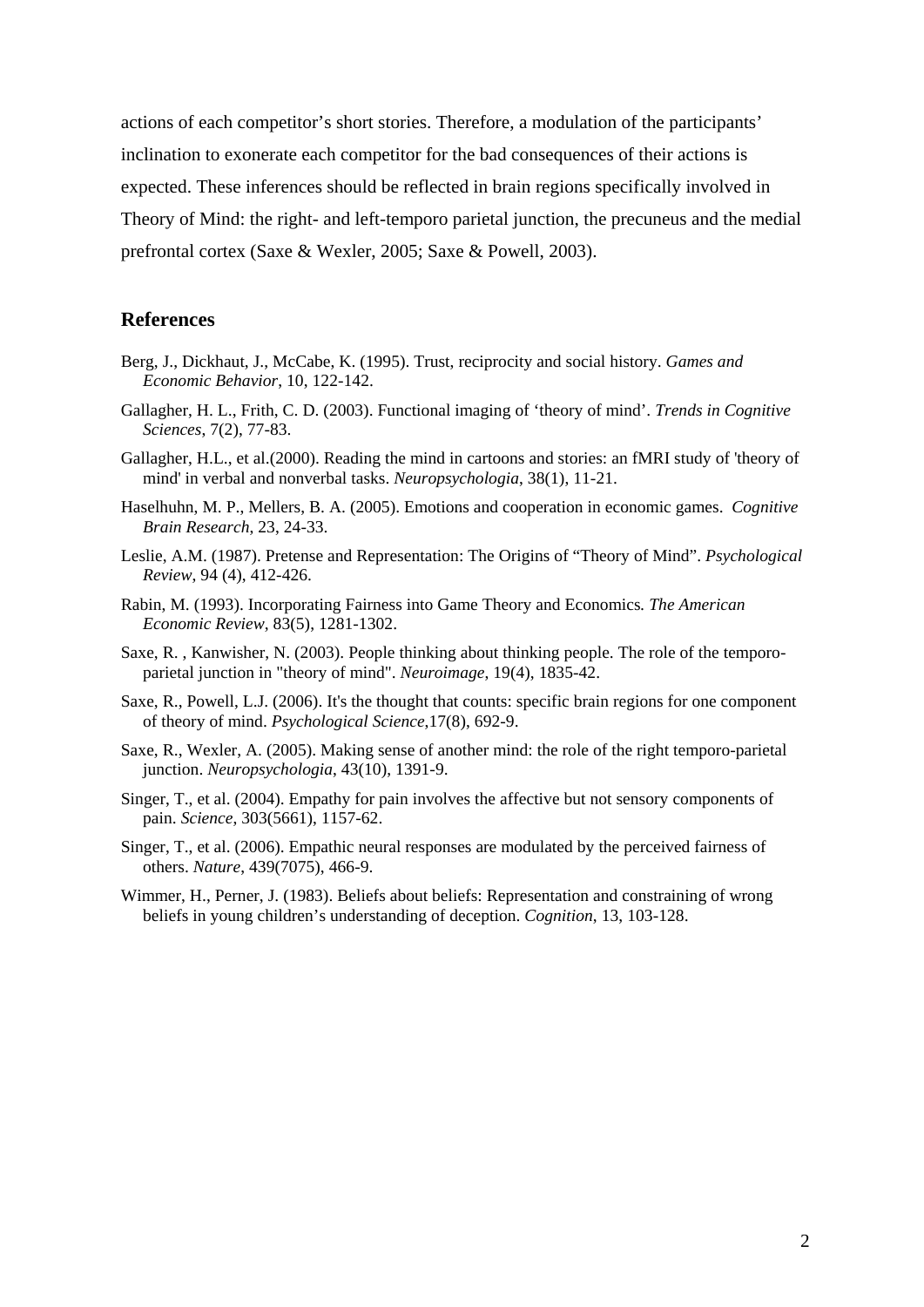actions of each competitor's short stories. Therefore, a modulation of the participants' inclination to exonerate each competitor for the bad consequences of their actions is expected. These inferences should be reflected in brain regions specifically involved in Theory of Mind: the right- and left-temporo parietal junction, the precuneus and the medial prefrontal cortex (Saxe & Wexler, 2005; Saxe & Powell, 2003).

## References

Berg, J., Dickhaut, J., McCabe, K. (1995). Trust, reciprocity and social history. *Games and Economic Behavior*, 10, 122-142.

Gallagher, H. L., Frith, C. D. (2003). Functional imaging of 'theory of mind'. *Trends in Cognitive Sciences*, 7(2), 77-83.

Gallagher, H.L., et al.(2000). Reading the mind in cartoons and stories: an fMRI study of 'theory of mind' in verbal and nonverbal tasks. *Neuropsychologia*, 38(1), 11-21.

Haselhuhn, M. P., Mellers, B. A. (2005). Emotions and cooperation in economic games. *Cognitive Brain Research*, 23, 24-33.

Leslie, A.M. (1987). Pretense and Representation: The Origins of "Theory of Mind". *Psychological Review*, 94 (4), 412-426.

Rabin, M. (1993). Incorporating Fairness into Game Theory and Economics*. The American Economic Review*, 83(5), 1281-1302.

Saxe, R. , Kanwisher, N. (2003). People thinking about thinking people. The role of the temporo-parietal junction in "theory of mind". *Neuroimage*, 19(4), 1835-42.

Saxe, R., Powell, L.J. (2006). It's the thought that counts: specific brain regions for one component of theory of mind. *Psychological Science*,17(8), 692-9.

Saxe, R., Wexler, A. (2005). Making sense of another mind: the role of the right temporo-parietal junction. *Neuropsychologia*, 43(10), 1391-9.

Singer, T., et al. (2004). Empathy for pain involves the affective but not sensory components of pain. *Science*, 303(5661), 1157-62.

Singer, T., et al. (2006). Empathic neural responses are modulated by the perceived fairness of others. *Nature*, 439(7075), 466-9.

Wimmer, H., Perner, J. (1983). Beliefs about beliefs: Representation and constraining of wrong beliefs in young children's understanding of deception. *Cognition*, 13, 103-128.